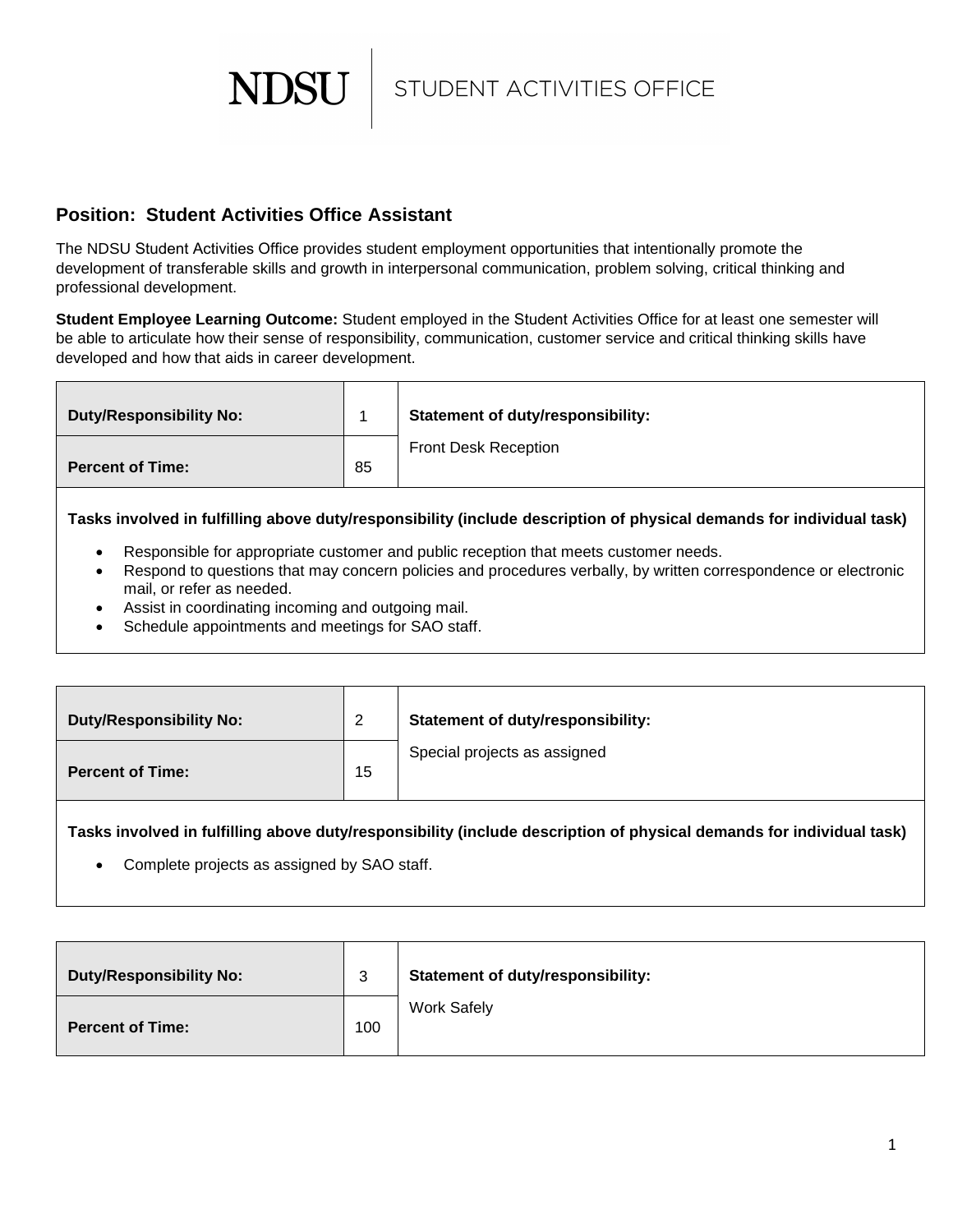NDSU | STUDENT ACTIVITIES OFFICE

## Position:  Student Activities Office Assistant

The NDSU Student Activities Office provides student employment opportunities that intentionally promote the development of transferable skills and growth in interpersonal communication, problem solving, critical thinking and professional development.

**Student Employee Learning Outcome:** Student employed in the Student Activities Office for at least one semester will be able to articulate how their sense of responsibility, communication, customer service and critical thinking skills have developed and how that aids in career development.

| **Duty/Responsibility No:** | 1 | **Statement of duty/responsibility:** |
|---|---|---|
| **Percent of Time:** | 85 | Front Desk Reception |

**Tasks involved in fulfilling above duty/responsibility (include description of physical demands for individual task)**

- Responsible for appropriate customer and public reception that meets customer needs.
- Respond to questions that may concern policies and procedures verbally, by written correspondence or electronic mail, or refer as needed.
- Assist in coordinating incoming and outgoing mail.
- Schedule appointments and meetings for SAO staff.

| **Duty/Responsibility No:** | 2 | **Statement of duty/responsibility:** |
|---|---|---|
| **Percent of Time:** | 15 | Special projects as assigned |

**Tasks involved in fulfilling above duty/responsibility (include description of physical demands for individual task)**

- Complete projects as assigned by SAO staff.

| **Duty/Responsibility No:** | 3 | **Statement of duty/responsibility:** |
|---|---|---|
| **Percent of Time:** | 100 | Work Safely |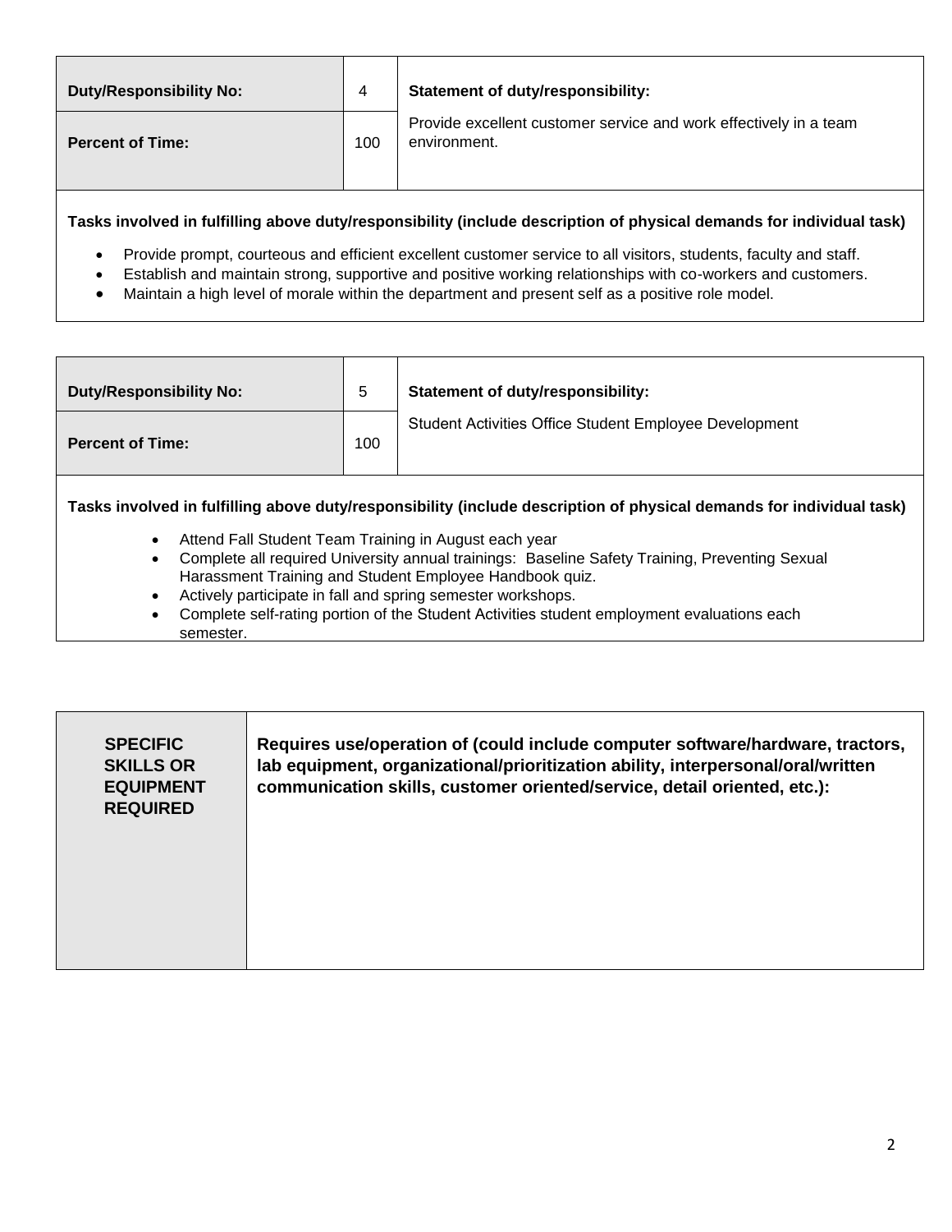| Duty/Responsibility No: | 4 | Statement of duty/responsibility: |
|---|---|---|
| Percent of Time: | 100 | Provide excellent customer service and work effectively in a team environment. |

**Tasks involved in fulfilling above duty/responsibility (include description of physical demands for individual task)**

- Provide prompt, courteous and efficient excellent customer service to all visitors, students, faculty and staff.
- Establish and maintain strong, supportive and positive working relationships with co-workers and customers.
- Maintain a high level of morale within the department and present self as a positive role model.

| Duty/Responsibility No: | 5 | Statement of duty/responsibility: |
|---|---|---|
| Percent of Time: | 100 | Student Activities Office Student Employee Development |

**Tasks involved in fulfilling above duty/responsibility (include description of physical demands for individual task)**

- Attend Fall Student Team Training in August each year
- Complete all required University annual trainings: Baseline Safety Training, Preventing Sexual Harassment Training and Student Employee Handbook quiz.
- Actively participate in fall and spring semester workshops.
- Complete self-rating portion of the Student Activities student employment evaluations each semester.

| SPECIFIC SKILLS OR EQUIPMENT REQUIRED | Requires use/operation of (could include computer software/hardware, tractors, lab equipment, organizational/prioritization ability, interpersonal/oral/written communication skills, customer oriented/service, detail oriented, etc.): |
|---|---|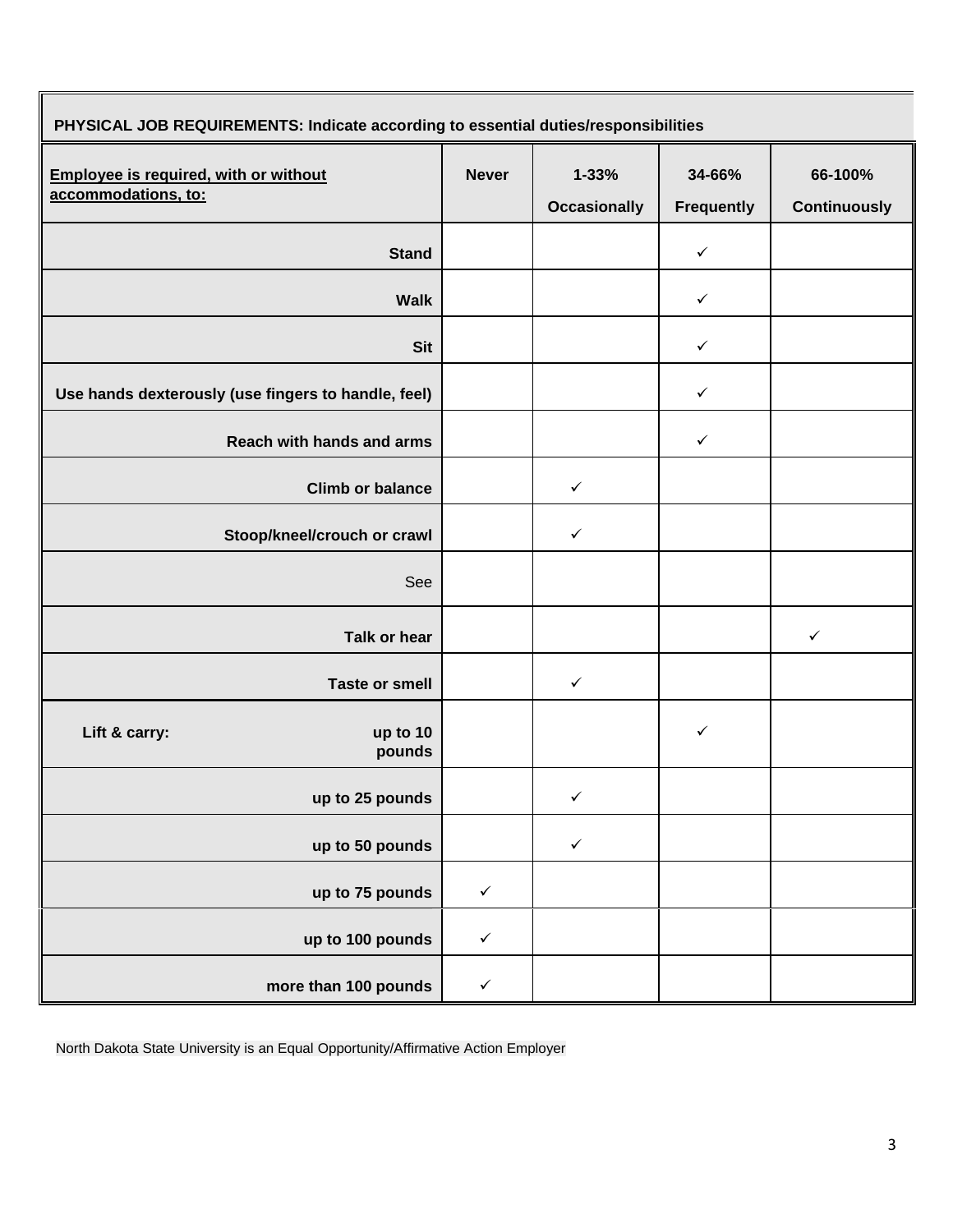**PHYSICAL JOB REQUIREMENTS: Indicate according to essential duties/responsibilities**

| Employee is required, with or without accommodations, to: | Never | 1-33% Occasionally | 34-66% Frequently | 66-100% Continuously |
|---|---|---|---|---|
| **Stand** | | | ✓ | |
| **Walk** | | | ✓ | |
| **Sit** | | | ✓ | |
| **Use hands dexterously (use fingers to handle, feel)** | | | ✓ | |
| **Reach with hands and arms** | | | ✓ | |
| **Climb or balance** | | ✓ | | |
| **Stoop/kneel/crouch or crawl** | | ✓ | | |
| See | | | | |
| **Talk or hear** | | | | ✓ |
| **Taste or smell** | | ✓ | | |
| **Lift & carry: up to 10 pounds** | | | ✓ | |
| **up to 25 pounds** | | ✓ | | |
| **up to 50 pounds** | | ✓ | | |
| **up to 75 pounds** | ✓ | | | |
| **up to 100 pounds** | ✓ | | | |
| **more than 100 pounds** | ✓ | | | |

North Dakota State University is an Equal Opportunity/Affirmative Action Employer